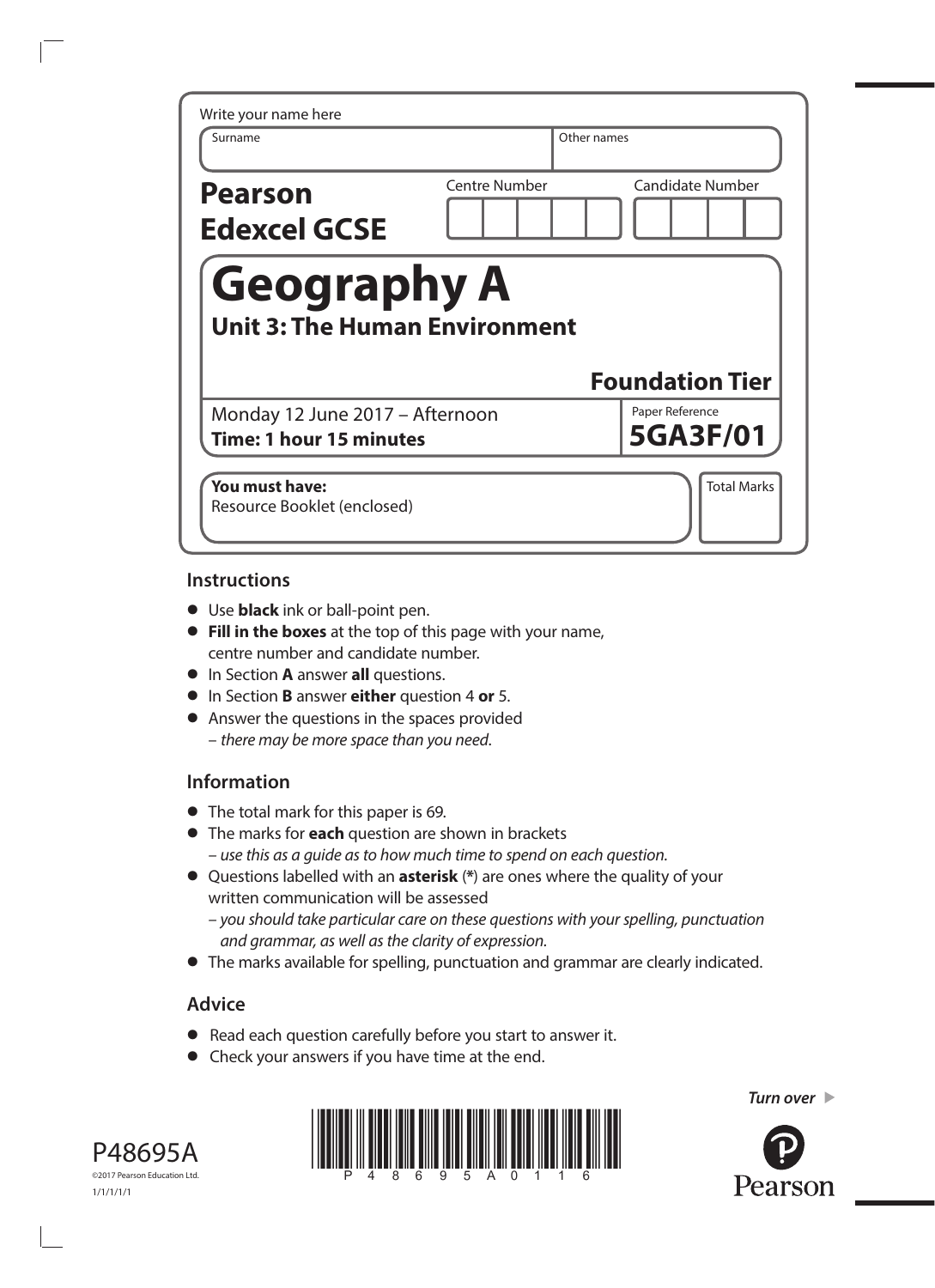Write your name here

| Surname | Other names |
|---|---|
| | |

**Pearson Edexcel GCSE**

Centre Number | Candidate Number

# Geography A

## Unit 3: The Human Environment

**Foundation Tier**

Monday 12 June 2017 – Afternoon
**Time: 1 hour 15 minutes**

Paper Reference
**5GA3F/01**

**You must have:**
Resource Booklet (enclosed)

Total Marks

## Instructions

- Use **black** ink or ball-point pen.
- **Fill in the boxes** at the top of this page with your name, centre number and candidate number.
- In Section **A** answer **all** questions.
- In Section **B** answer **either** question 4 **or** 5.
- Answer the questions in the spaces provided
  – *there may be more space than you need*.

## Information

- The total mark for this paper is 69.
- The marks for **each** question are shown in brackets
  – *use this as a guide as to how much time to spend on each question.*
- Questions labelled with an **asterisk** (*) are ones where the quality of your written communication will be assessed
  – *you should take particular care on these questions with your spelling, punctuation and grammar, as well as the clarity of expression.*
- The marks available for spelling, punctuation and grammar are clearly indicated.

## Advice

- Read each question carefully before you start to answer it.
- Check your answers if you have time at the end.

*Turn over*

P48695A
©2017 Pearson Education Ltd.
1/1/1/1/1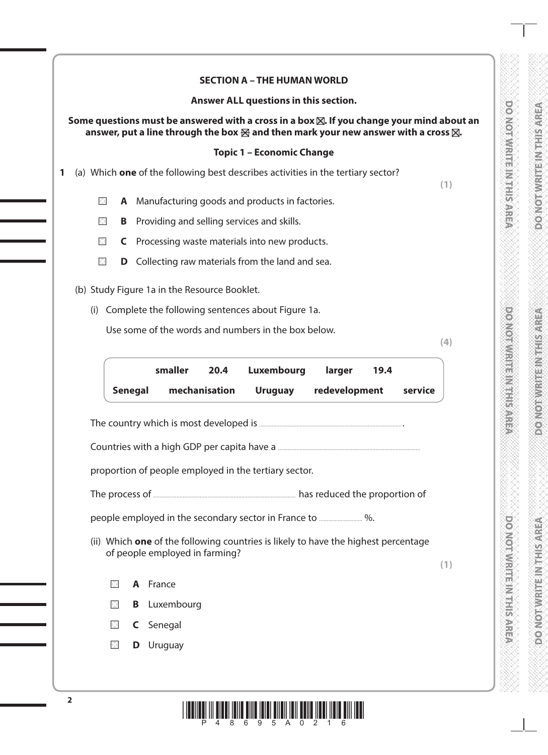## SECTION A – THE HUMAN WORLD

**Answer ALL questions in this section.**

**Some questions must be answered with a cross in a box ☒. If you change your mind about an answer, put a line through the box ☒ and then mark your new answer with a cross ☒.**

### Topic 1 – Economic Change

**1** (a) Which **one** of the following best describes activities in the tertiary sector?

**(1)**

☐ **A** Manufacturing goods and products in factories.

☐ **B** Providing and selling services and skills.

☐ **C** Processing waste materials into new products.

☐ **D** Collecting raw materials from the land and sea.

(b) Study Figure 1a in the Resource Booklet.

(i) Complete the following sentences about Figure 1a.

Use some of the words and numbers in the box below.

**(4)**

| | | | | |
|---|---|---|---|---|
| **smaller** | **20.4** | **Luxembourg** | **larger** | **19.4** |
| **Senegal** | **mechanisation** | **Uruguay** | **redevelopment** | **service** |

The country which is most developed is ..................................................................................... .

Countries with a high GDP per capita have a .....................................................................................

proportion of people employed in the tertiary sector.

The process of ..................................................................................... has reduced the proportion of

people employed in the secondary sector in France to ........................... %.

(ii) Which **one** of the following countries is likely to have the highest percentage of people employed in farming?

**(1)**

☐ **A** France

☐ **B** Luxembourg

☐ **C** Senegal

☐ **D** Uruguay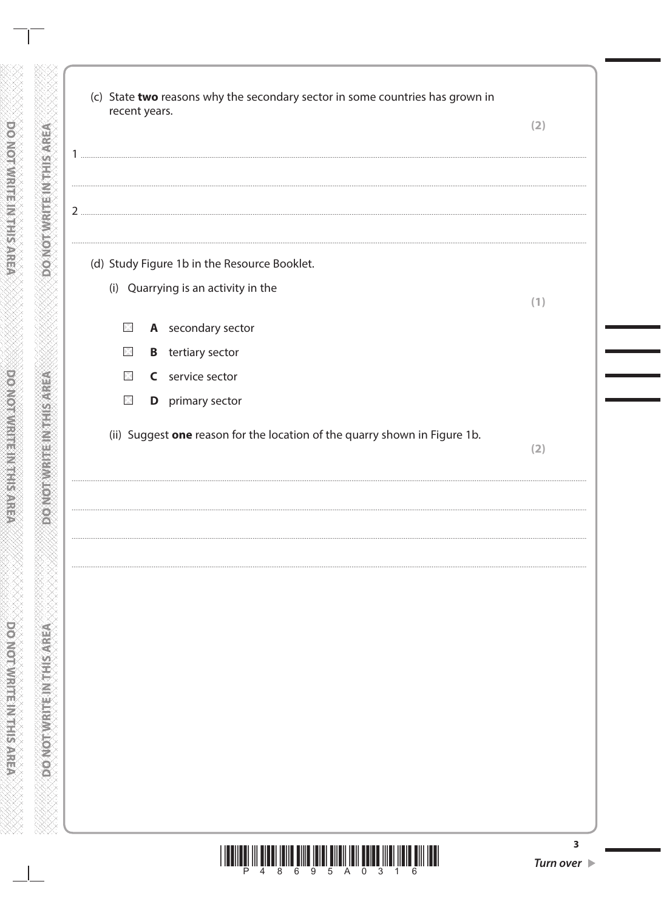(c) State **two** reasons why the secondary sector in some countries has grown in recent years.

**(2)**

1 ..............................................................................................................................................

..............................................................................................................................................

2 ..............................................................................................................................................

..............................................................................................................................................

(d) Study Figure 1b in the Resource Booklet.

(i) Quarrying is an activity in the

**(1)**

☐ **A** secondary sector

☐ **B** tertiary sector

☐ **C** service sector

☐ **D** primary sector

(ii) Suggest **one** reason for the location of the quarry shown in Figure 1b.

**(2)**

..............................................................................................................................................

..............................................................................................................................................

..............................................................................................................................................

..............................................................................................................................................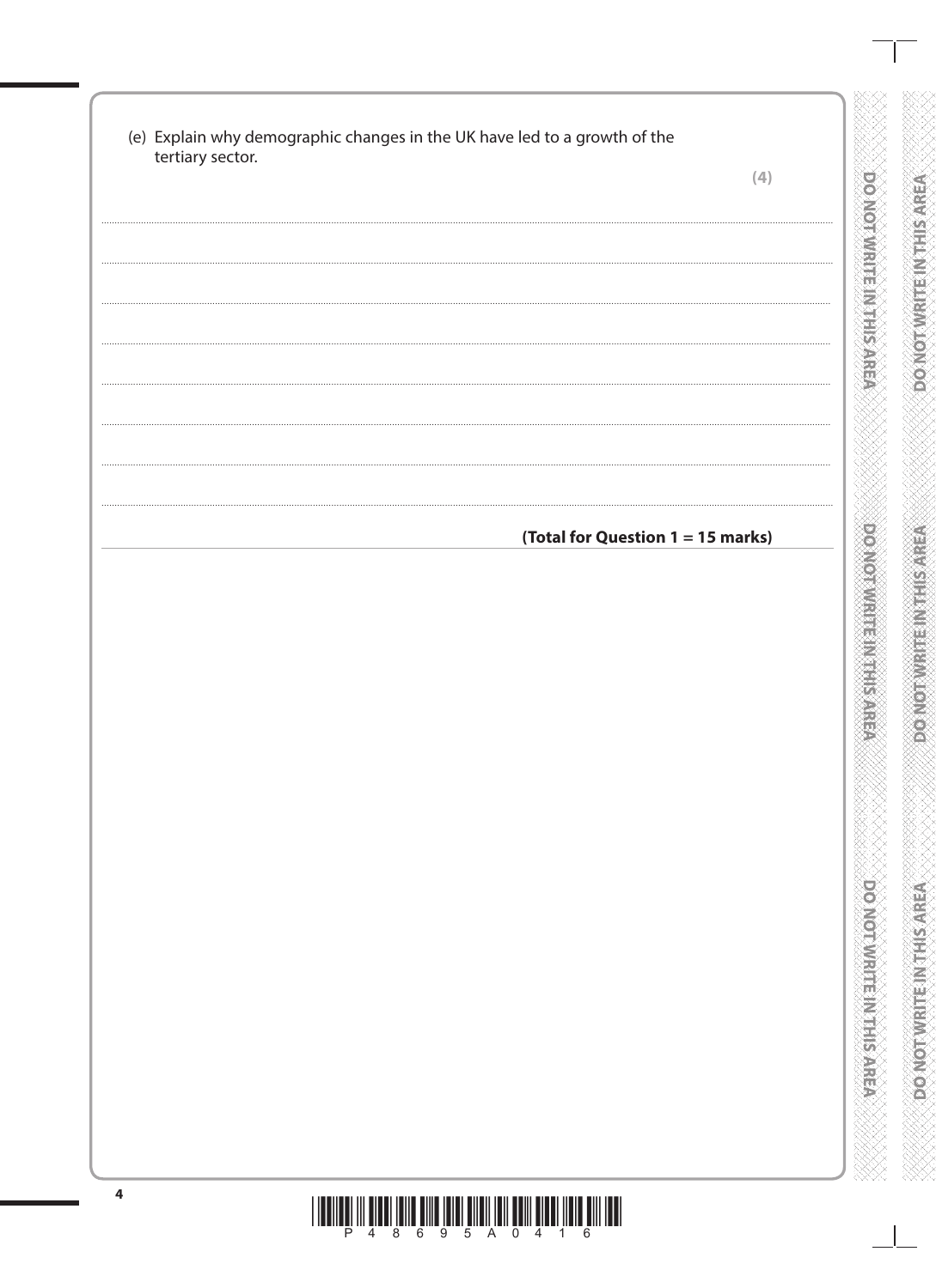(e) Explain why demographic changes in the UK have led to a growth of the tertiary sector.

**(4)**

.......................................................................................................................................................................................

.......................................................................................................................................................................................

.......................................................................................................................................................................................

.......................................................................................................................................................................................

.......................................................................................................................................................................................

.......................................................................................................................................................................................

.......................................................................................................................................................................................

.......................................................................................................................................................................................

**(Total for Question 1 = 15 marks)**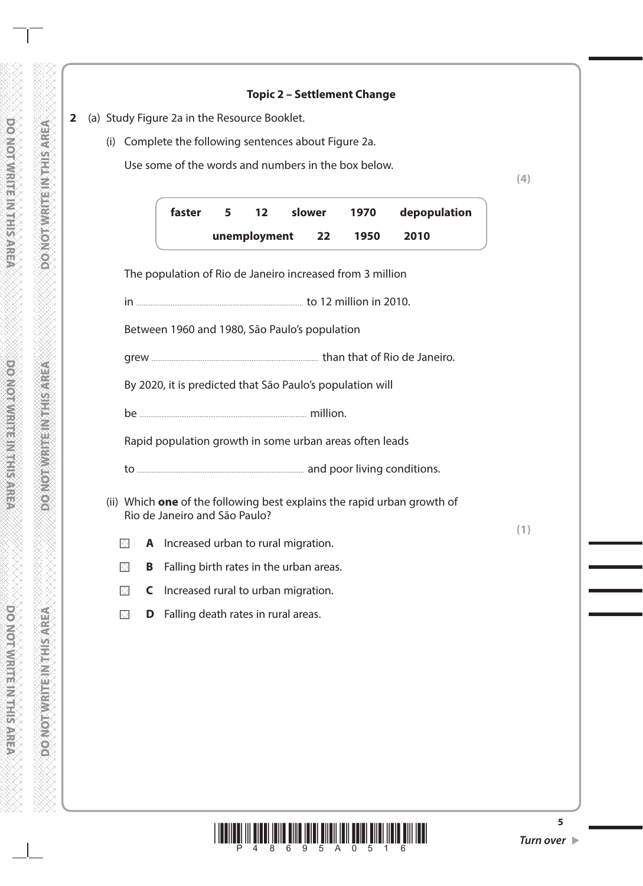### Topic 2 – Settlement Change

**2** (a) Study Figure 2a in the Resource Booklet.

(i) Complete the following sentences about Figure 2a.

Use some of the words and numbers in the box below.

**(4)**

| **faster** | **5** | **12** | **slower** | **1970** | **depopulation** |
|---|---|---|---|---|---|
| **unemployment** | **22** | **1950** | **2010** | | |

The population of Rio de Janeiro increased from 3 million

in .................................................... to 12 million in 2010.

Between 1960 and 1980, São Paulo's population

grew .................................................... than that of Rio de Janeiro.

By 2020, it is predicted that São Paulo's population will

be .................................................... million.

Rapid population growth in some urban areas often leads

to .................................................... and poor living conditions.

(ii) Which **one** of the following best explains the rapid urban growth of Rio de Janeiro and São Paulo?

**(1)**

- ☐ **A** Increased urban to rural migration.
- ☐ **B** Falling birth rates in the urban areas.
- ☐ **C** Increased rural to urban migration.
- ☐ **D** Falling death rates in rural areas.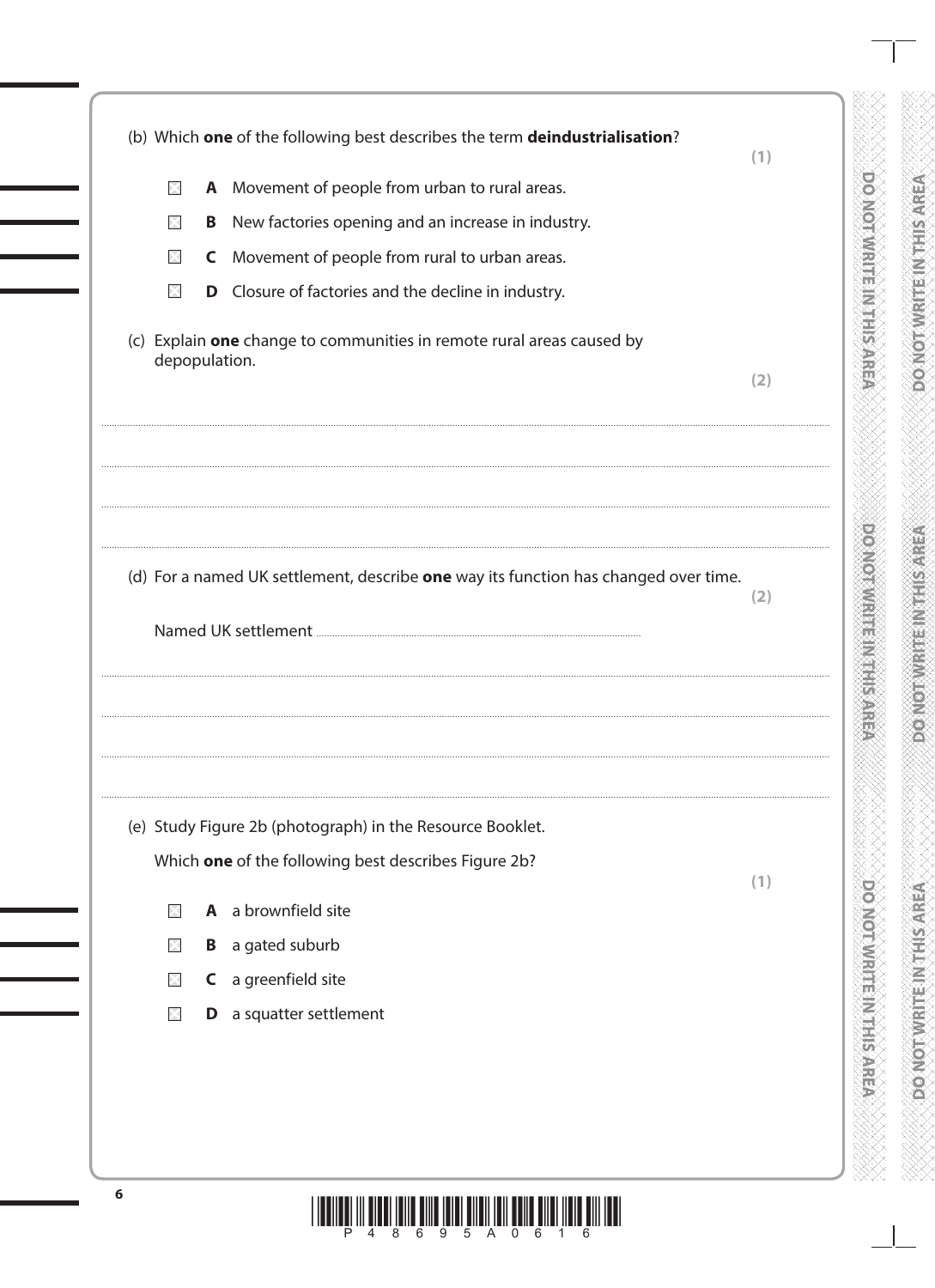(b) Which **one** of the following best describes the term **deindustrialisation**?

**(1)**

- ☒ **A** Movement of people from urban to rural areas.
- ☒ **B** New factories opening and an increase in industry.
- ☒ **C** Movement of people from rural to urban areas.
- ☒ **D** Closure of factories and the decline in industry.

(c) Explain **one** change to communities in remote rural areas caused by depopulation.

**(2)**

.......................................................................................................................................................................................................................

.......................................................................................................................................................................................................................

.......................................................................................................................................................................................................................

(d) For a named UK settlement, describe **one** way its function has changed over time.

**(2)**

Named UK settlement ..........................................................................................................

.......................................................................................................................................................................................................................

.......................................................................................................................................................................................................................

.......................................................................................................................................................................................................................

(e) Study Figure 2b (photograph) in the Resource Booklet.

Which **one** of the following best describes Figure 2b?

**(1)**

- ☒ **A** a brownfield site
- ☒ **B** a gated suburb
- ☒ **C** a greenfield site
- ☒ **D** a squatter settlement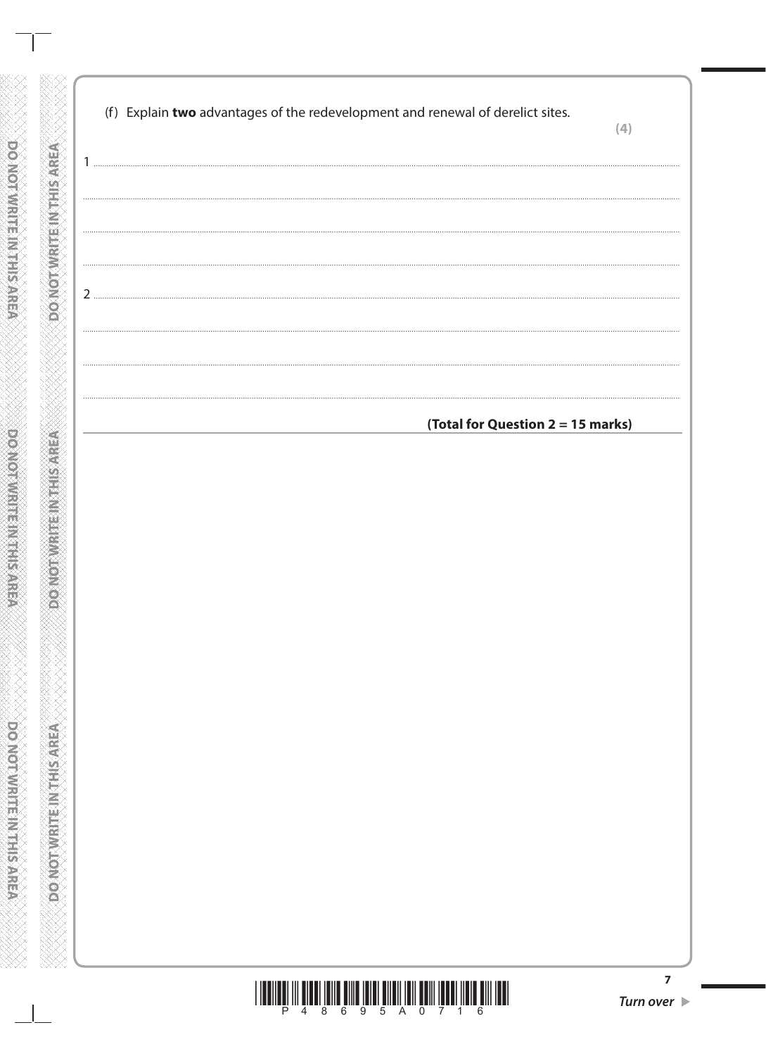(f) Explain **two** advantages of the redevelopment and renewal of derelict sites.

**(4)**

1 .......................................................................................................................................................

.......................................................................................................................................................

.......................................................................................................................................................

.......................................................................................................................................................

2 .......................................................................................................................................................

.......................................................................................................................................................

.......................................................................................................................................................

.......................................................................................................................................................

**(Total for Question 2 = 15 marks)**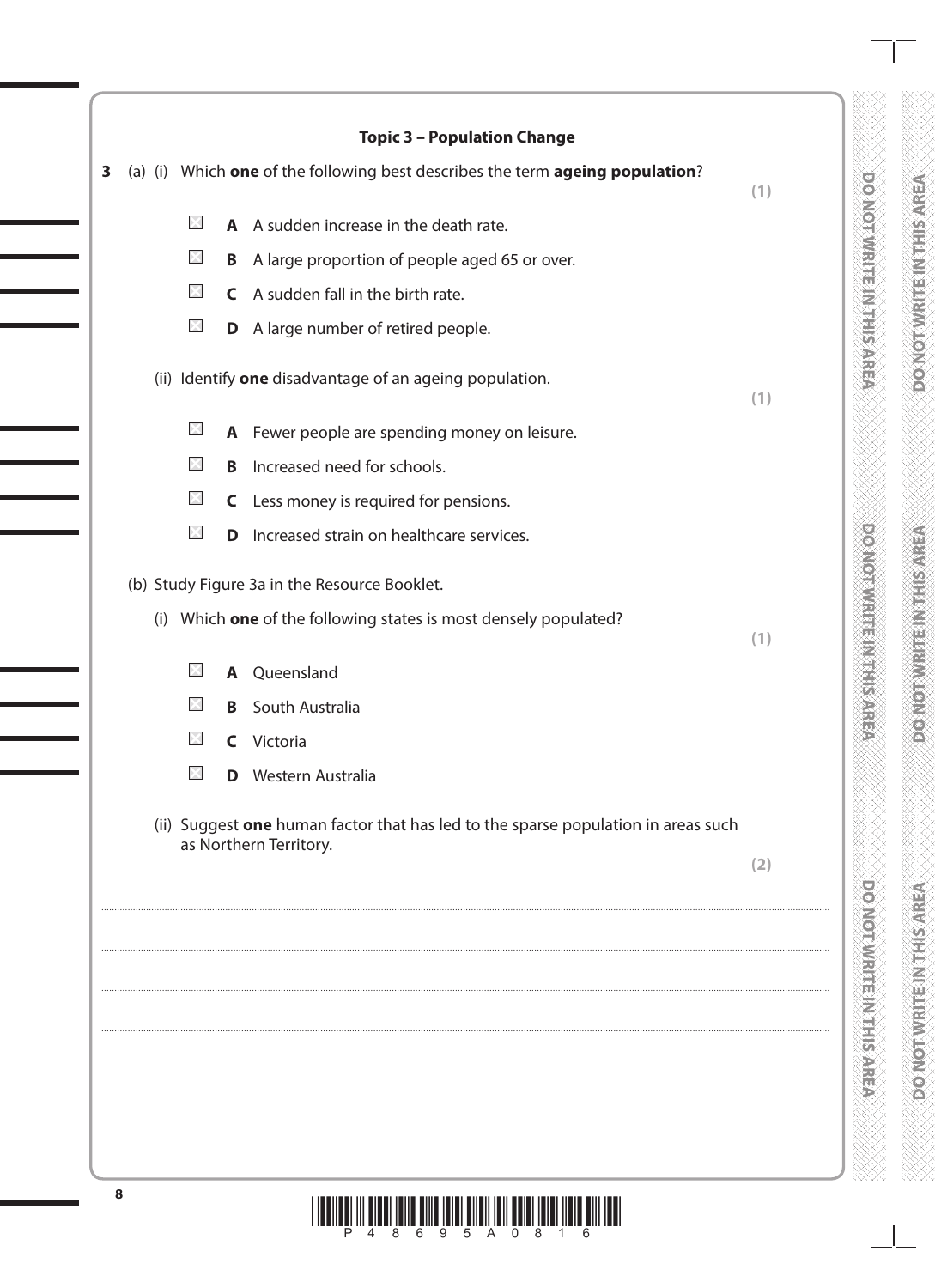## Topic 3 – Population Change

**3** (a) (i) Which **one** of the following best describes the term **ageing population**?

**(1)**

- ☒ **A** A sudden increase in the death rate.
- ☒ **B** A large proportion of people aged 65 or over.
- ☒ **C** A sudden fall in the birth rate.
- ☒ **D** A large number of retired people.

(ii) Identify **one** disadvantage of an ageing population.

**(1)**

- ☒ **A** Fewer people are spending money on leisure.
- ☒ **B** Increased need for schools.
- ☒ **C** Less money is required for pensions.
- ☒ **D** Increased strain on healthcare services.

(b) Study Figure 3a in the Resource Booklet.

(i) Which **one** of the following states is most densely populated?

**(1)**

- ☒ **A** Queensland
- ☒ **B** South Australia
- ☒ **C** Victoria
- ☒ **D** Western Australia

(ii) Suggest **one** human factor that has led to the sparse population in areas such as Northern Territory.

**(2)**

....................................................................................................................................................................................................

....................................................................................................................................................................................................

....................................................................................................................................................................................................

....................................................................................................................................................................................................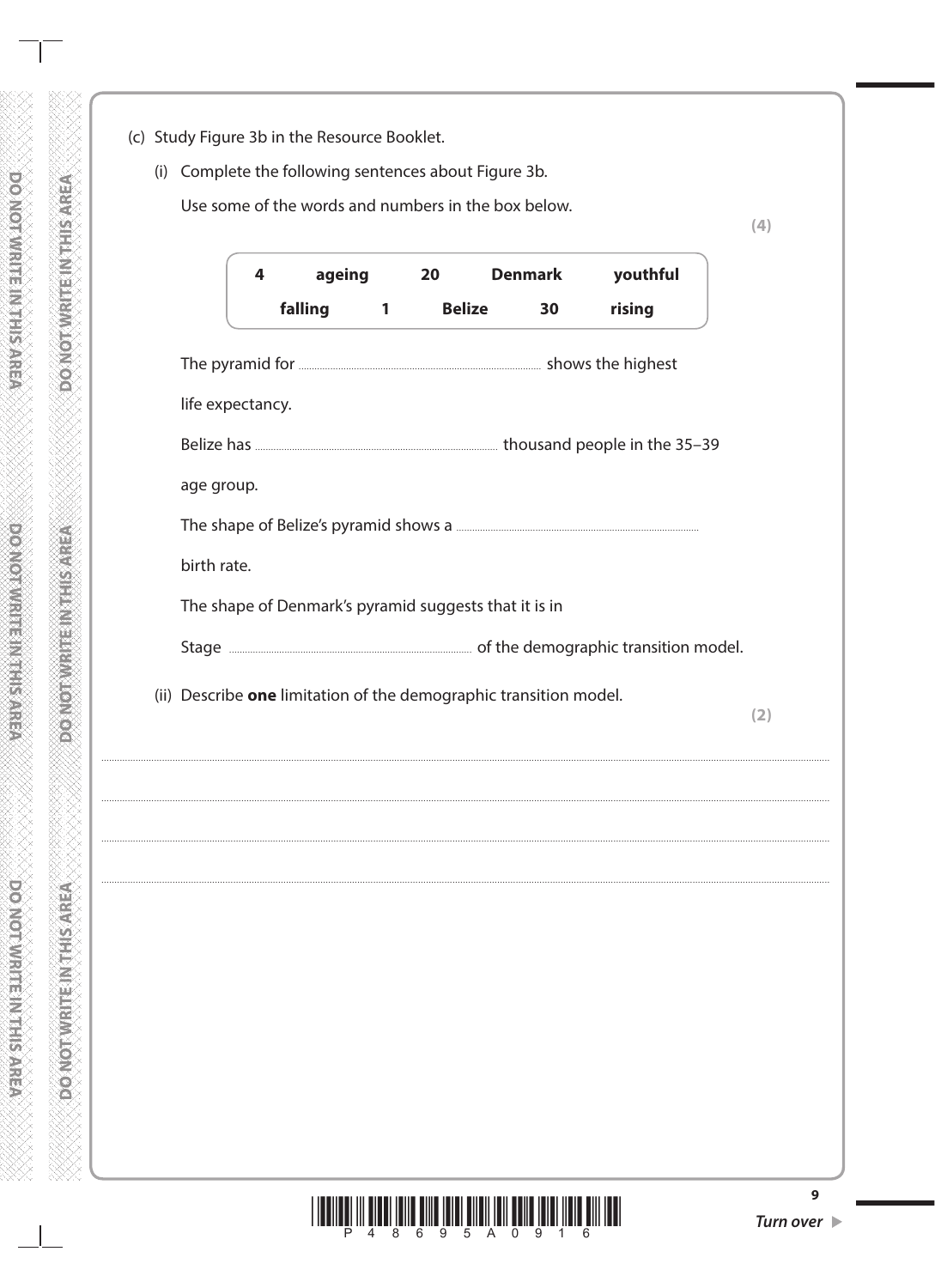(c) Study Figure 3b in the Resource Booklet.

(i) Complete the following sentences about Figure 3b.

Use some of the words and numbers in the box below.

**(4)**

| **4** | **ageing** | **20** | **Denmark** | **youthful** |
|---|---|---|---|---|
| **falling** | **1** | **Belize** | **30** | **rising** |

The pyramid for .................................................... shows the highest life expectancy.

Belize has .................................................... thousand people in the 35–39 age group.

The shape of Belize's pyramid shows a .................................................... birth rate.

The shape of Denmark's pyramid suggests that it is in Stage .................................................... of the demographic transition model.

(ii) Describe **one** limitation of the demographic transition model.

**(2)**

....................................................................................................................................................

....................................................................................................................................................

....................................................................................................................................................

....................................................................................................................................................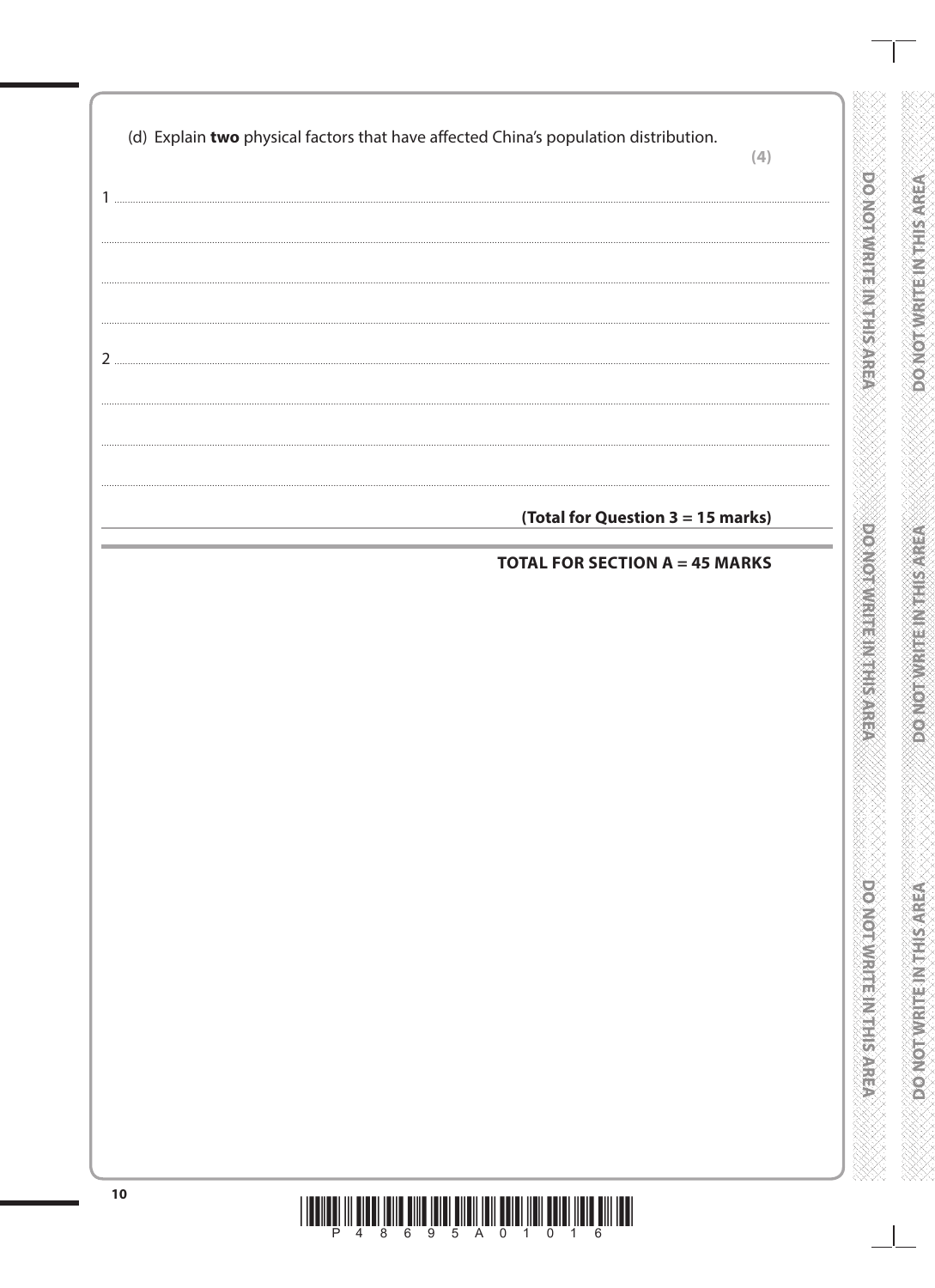(d) Explain **two** physical factors that have affected China's population distribution.

**(4)**

1 ..........................................................................................................................................................

..........................................................................................................................................................

..........................................................................................................................................................

..........................................................................................................................................................

2 ..........................................................................................................................................................

..........................................................................................................................................................

..........................................................................................................................................................

..........................................................................................................................................................

**(Total for Question 3 = 15 marks)**

**TOTAL FOR SECTION A = 45 MARKS**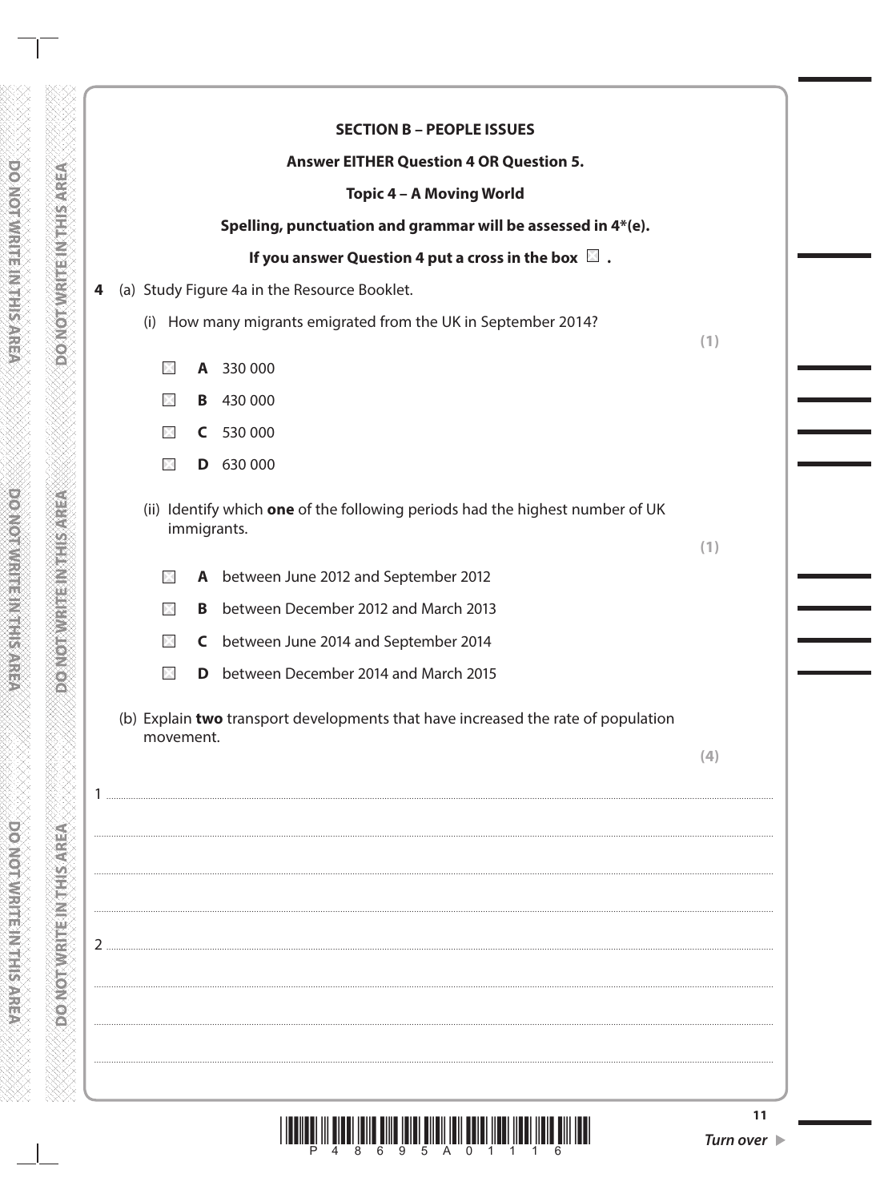**SECTION B – PEOPLE ISSUES**

**Answer EITHER Question 4 OR Question 5.**

**Topic 4 – A Moving World**

**Spelling, punctuation and grammar will be assessed in 4*(e).**

**If you answer Question 4 put a cross in the box ☐ .**

**4** (a) Study Figure 4a in the Resource Booklet.

(i) How many migrants emigrated from the UK in September 2014? **(1)**

☐ **A** 330 000

☐ **B** 430 000

☐ **C** 530 000

☐ **D** 630 000

(ii) Identify which **one** of the following periods had the highest number of UK immigrants. **(1)**

☐ **A** between June 2012 and September 2012

☐ **B** between December 2012 and March 2013

☐ **C** between June 2014 and September 2014

☐ **D** between December 2014 and March 2015

(b) Explain **two** transport developments that have increased the rate of population movement. **(4)**

1 ..............................................................................................................................................

..............................................................................................................................................

..............................................................................................................................................

..............................................................................................................................................

2 ..............................................................................................................................................

..............................................................................................................................................

..............................................................................................................................................

..............................................................................................................................................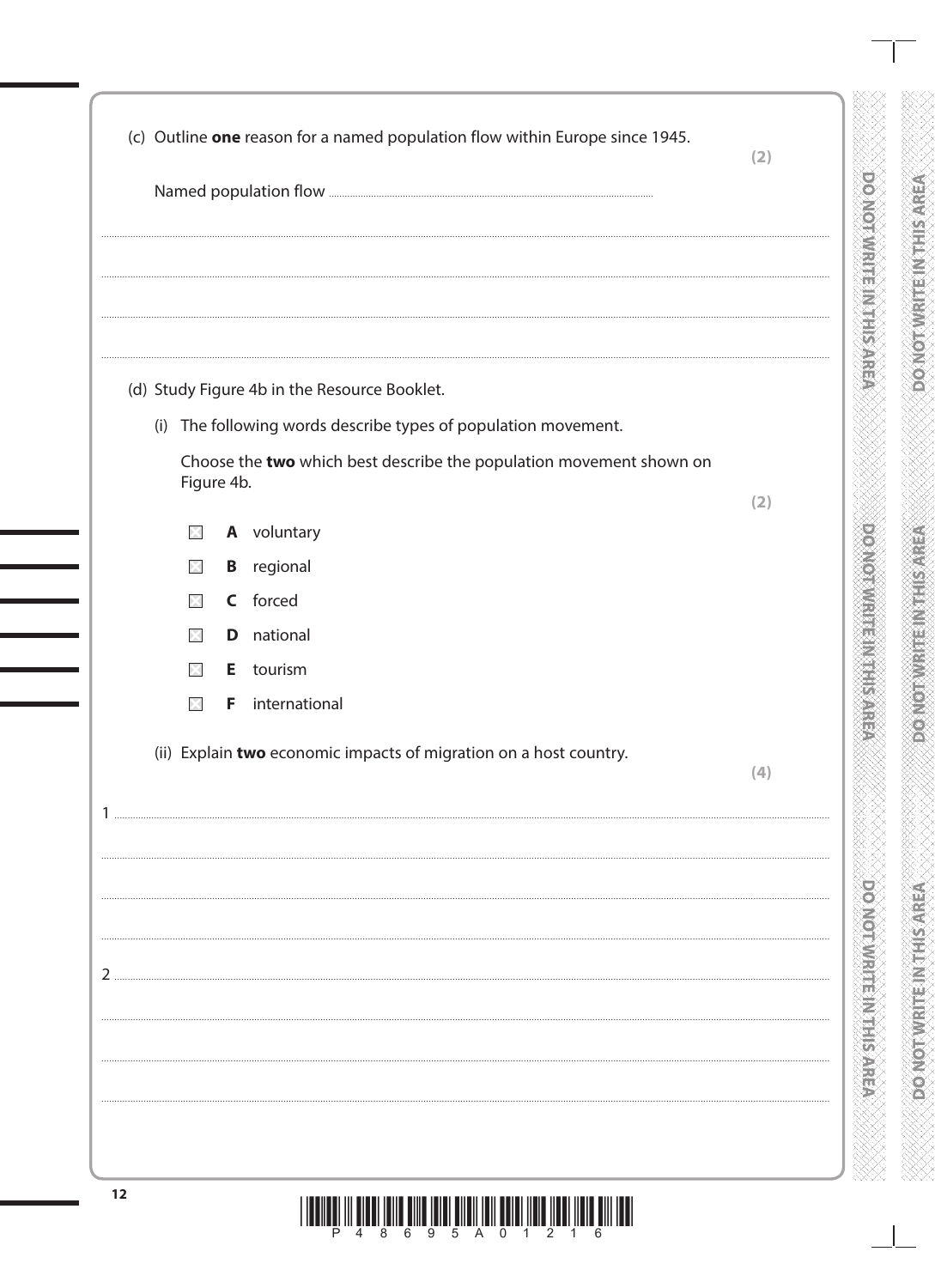(c) Outline **one** reason for a named population flow within Europe since 1945. **(2)**

Named population flow ..........................................................................

..........................................................................................................

..........................................................................................................

..........................................................................................................

(d) Study Figure 4b in the Resource Booklet.

(i) The following words describe types of population movement.

Choose the **two** which best describe the population movement shown on Figure 4b. **(2)**

- ☒ **A** voluntary
- ☒ **B** regional
- ☒ **C** forced
- ☒ **D** national
- ☒ **E** tourism
- ☒ **F** international

(ii) Explain **two** economic impacts of migration on a host country. **(4)**

1 ..........................................................................................................

..........................................................................................................

..........................................................................................................

..........................................................................................................

2 ..........................................................................................................

..........................................................................................................

..........................................................................................................

..........................................................................................................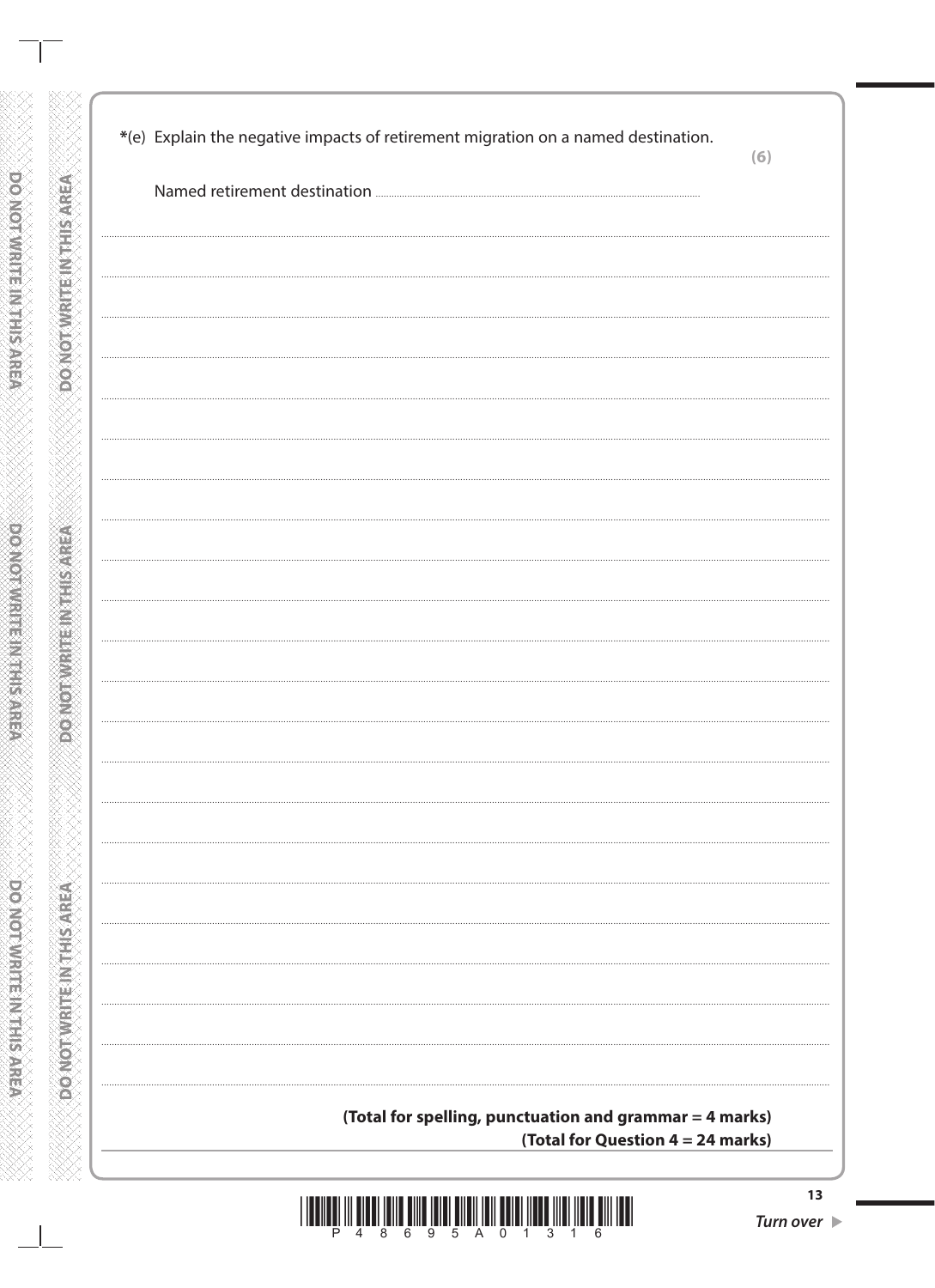*(e) Explain the negative impacts of retirement migration on a named destination.

**(6)**

Named retirement destination ..............................................................................

**(Total for spelling, punctuation and grammar = 4 marks)**

**(Total for Question 4 = 24 marks)**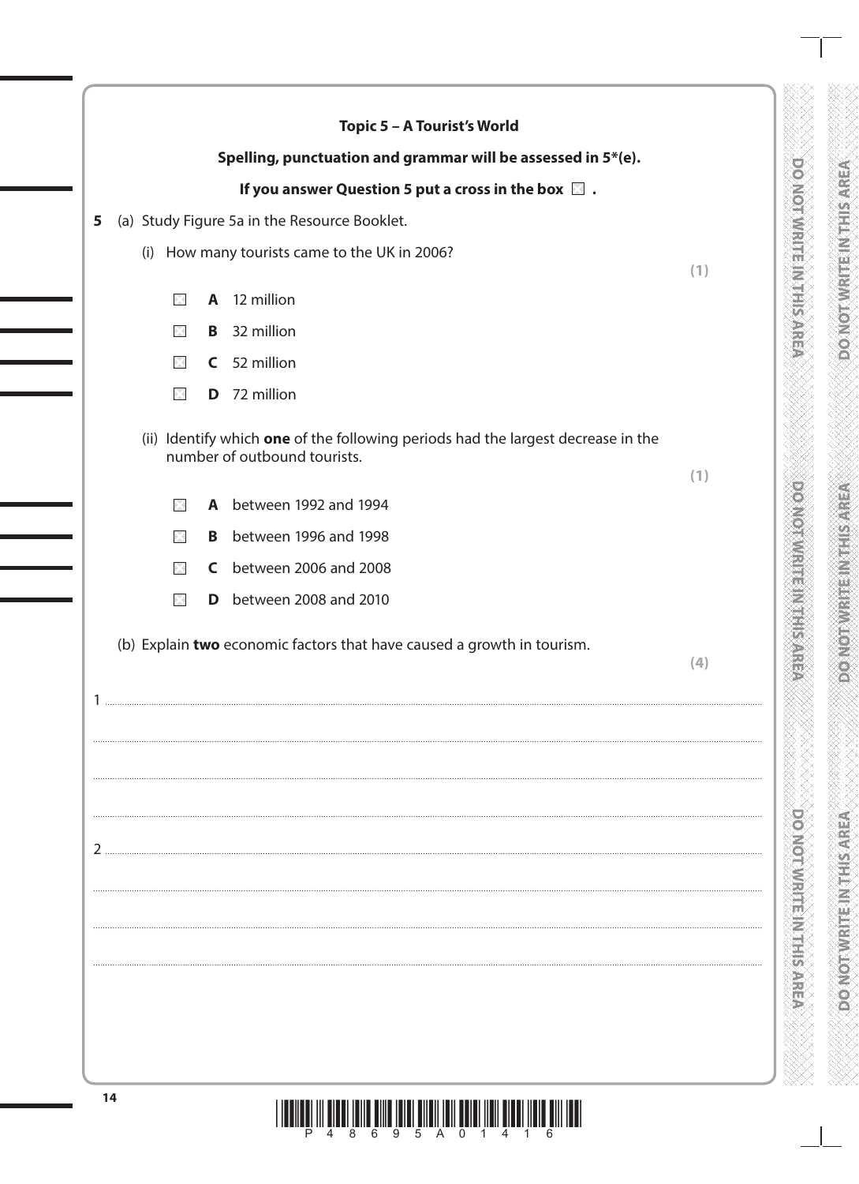## Topic 5 – A Tourist's World

**Spelling, punctuation and grammar will be assessed in 5*(e).**

**If you answer Question 5 put a cross in the box ☒ .**

**5** (a) Study Figure 5a in the Resource Booklet.

(i) How many tourists came to the UK in 2006?

**(1)**

☒ **A** 12 million

☒ **B** 32 million

☒ **C** 52 million

☒ **D** 72 million

(ii) Identify which **one** of the following periods had the largest decrease in the number of outbound tourists.

**(1)**

☒ **A** between 1992 and 1994

☒ **B** between 1996 and 1998

☒ **C** between 2006 and 2008

☒ **D** between 2008 and 2010

(b) Explain **two** economic factors that have caused a growth in tourism.

**(4)**

1 ..................................................................................................................

..................................................................................................................

..................................................................................................................

..................................................................................................................

2 ..................................................................................................................

..................................................................................................................

..................................................................................................................

..................................................................................................................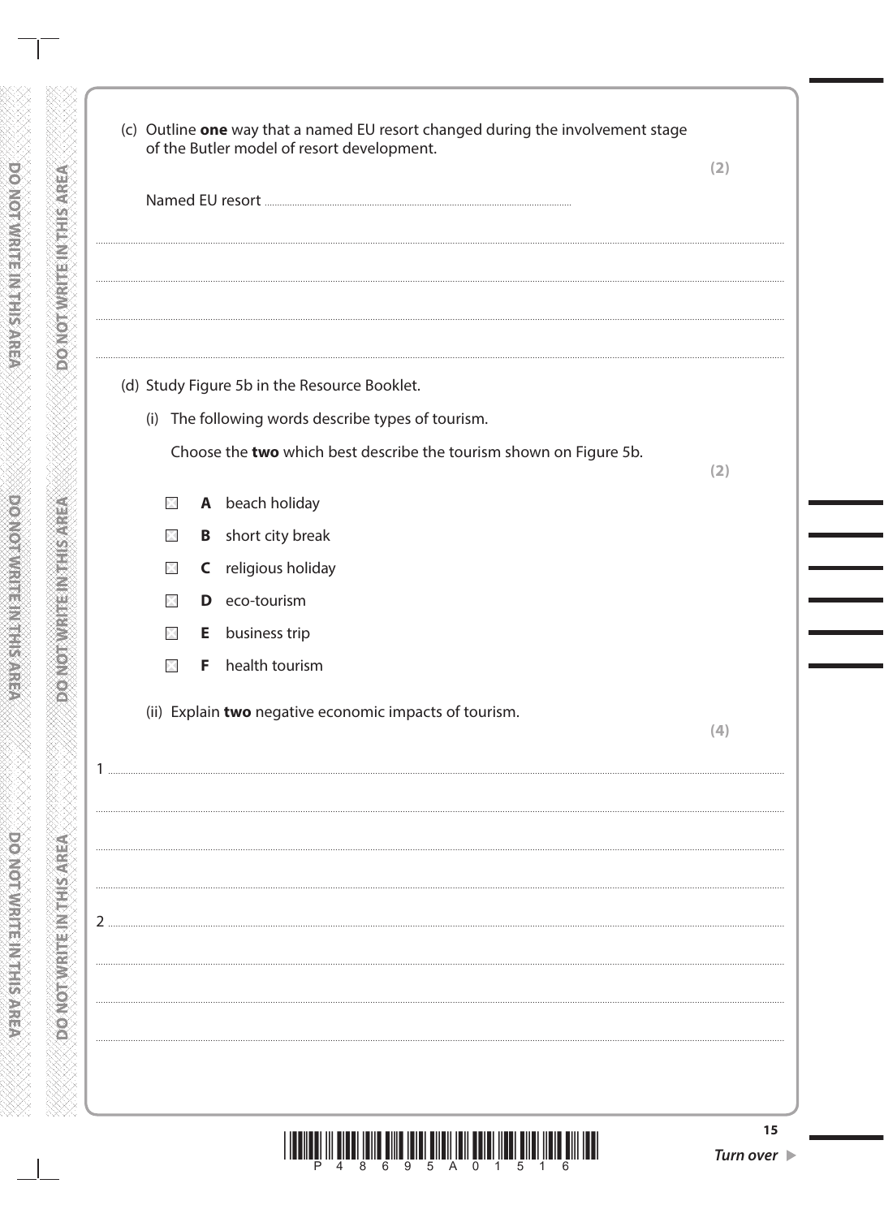(c) Outline **one** way that a named EU resort changed during the involvement stage of the Butler model of resort development.

**(2)**

Named EU resort ..............................................................................................

.......................................................................................................................................................

.......................................................................................................................................................

.......................................................................................................................................................

(d) Study Figure 5b in the Resource Booklet.

(i) The following words describe types of tourism.

Choose the **two** which best describe the tourism shown on Figure 5b.

**(2)**

- ☐ **A** beach holiday
- ☐ **B** short city break
- ☐ **C** religious holiday
- ☐ **D** eco-tourism
- ☐ **E** business trip
- ☐ **F** health tourism

(ii) Explain **two** negative economic impacts of tourism.

**(4)**

1 .....................................................................................................................................................

.......................................................................................................................................................

.......................................................................................................................................................

.......................................................................................................................................................

2 .....................................................................................................................................................

.......................................................................................................................................................

.......................................................................................................................................................

.......................................................................................................................................................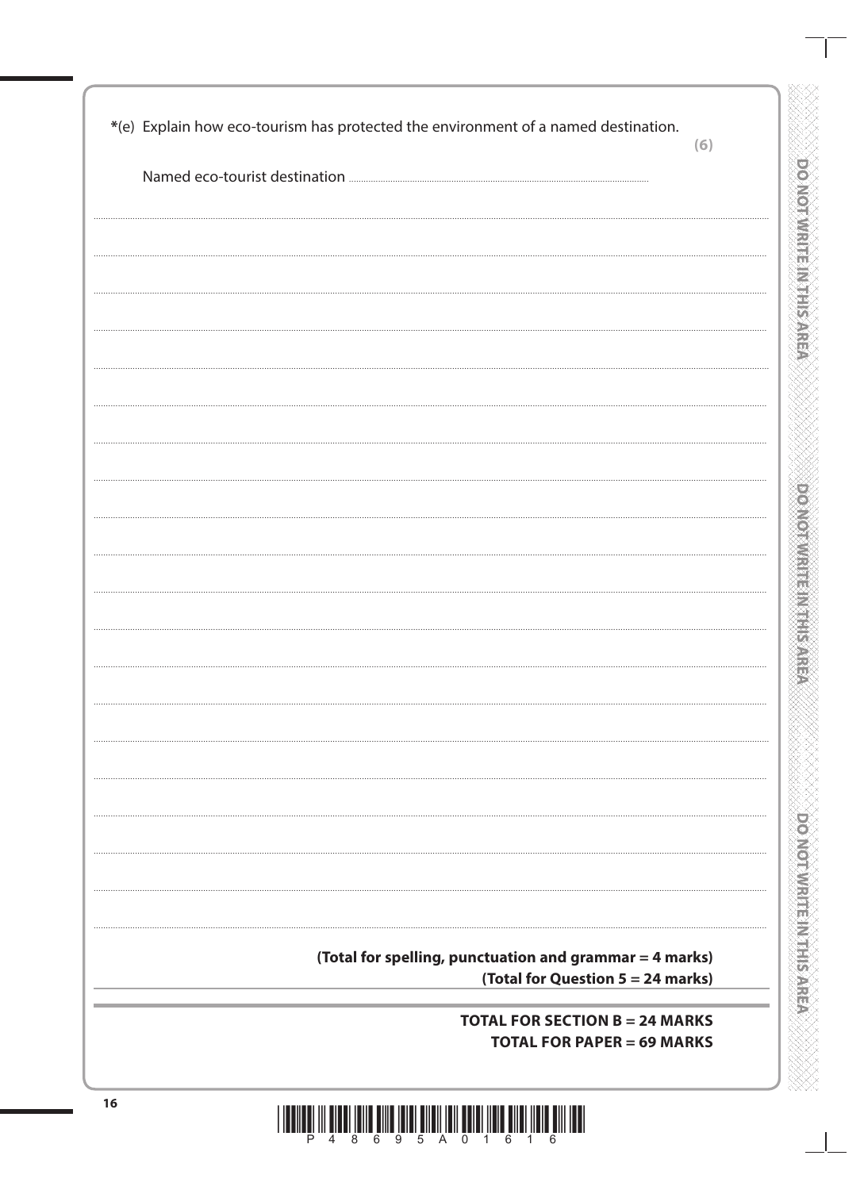*(e) Explain how eco-tourism has protected the environment of a named destination.

**(6)**

Named eco-tourist destination ..............................................................................

**(Total for spelling, punctuation and grammar = 4 marks)**

**(Total for Question 5 = 24 marks)**

**TOTAL FOR SECTION B = 24 MARKS**

**TOTAL FOR PAPER = 69 MARKS**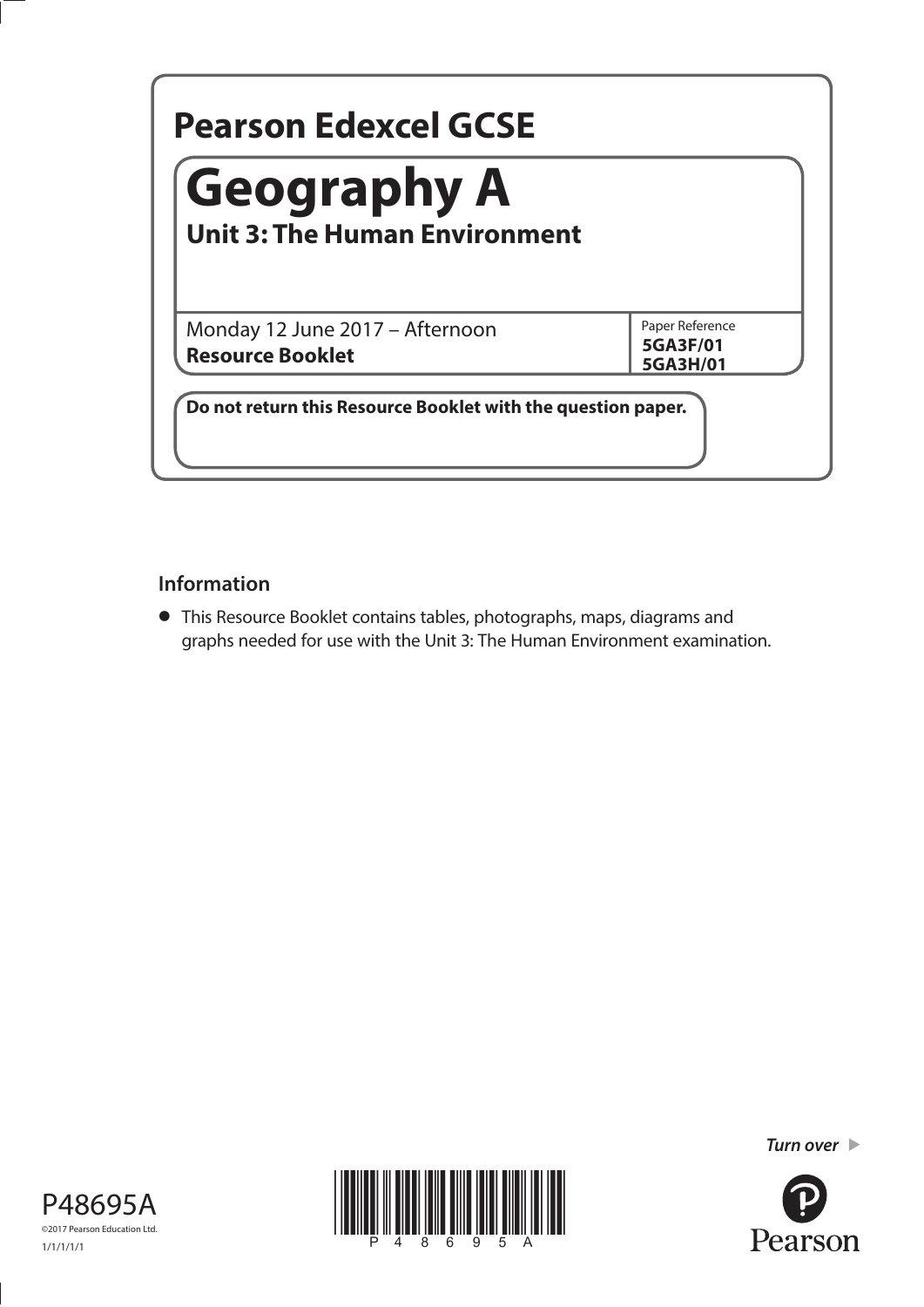# Pearson Edexcel GCSE

# Geography A

## Unit 3: The Human Environment

Monday 12 June 2017 – Afternoon

**Resource Booklet**

Paper Reference
**5GA3F/01**
**5GA3H/01**

**Do not return this Resource Booklet with the question paper.**

### Information

- This Resource Booklet contains tables, photographs, maps, diagrams and graphs needed for use with the Unit 3: The Human Environment examination.

*Turn over*

P48695A

©2017 Pearson Education Ltd.

1/1/1/1/1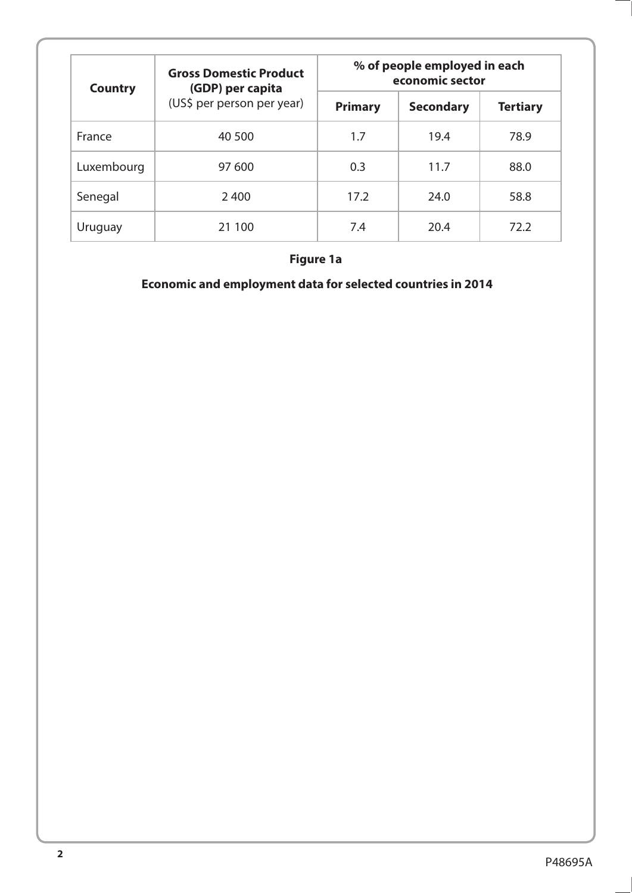| Country | **Gross Domestic Product (GDP) per capita** (US$ per person per year) | **% of people employed in each economic sector** | | |
|---|---|---|---|---|
| | | **Primary** | **Secondary** | **Tertiary** |
| France | 40 500 | 1.7 | 19.4 | 78.9 |
| Luxembourg | 97 600 | 0.3 | 11.7 | 88.0 |
| Senegal | 2 400 | 17.2 | 24.0 | 58.8 |
| Uruguay | 21 100 | 7.4 | 20.4 | 72.2 |

**Figure 1a**

**Economic and employment data for selected countries in 2014**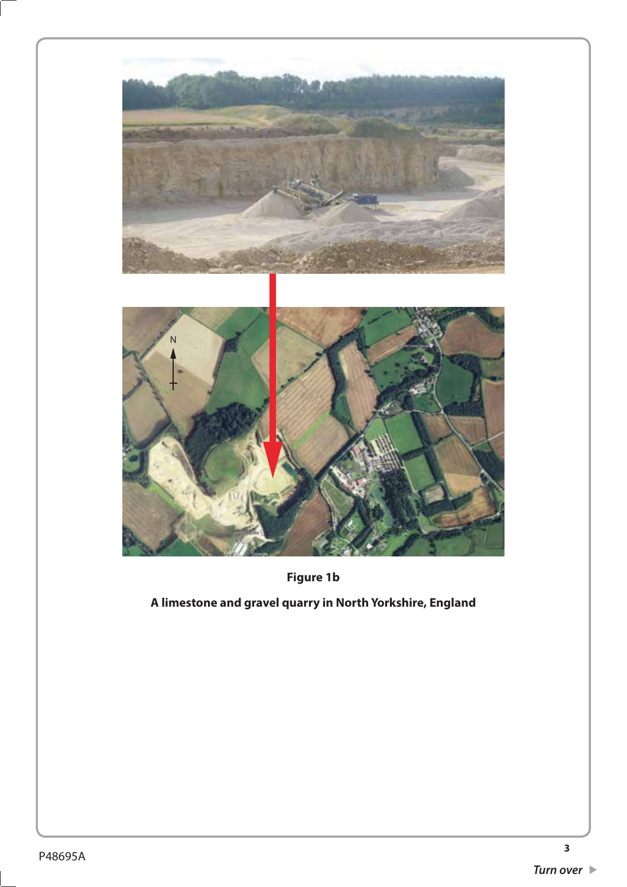**Figure 1b**

**A limestone and gravel quarry in North Yorkshire, England**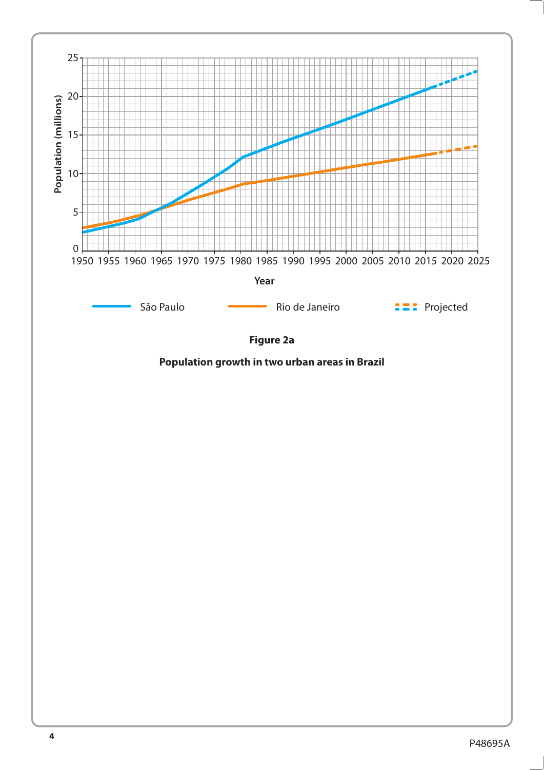**Figure 2a**

**Population growth in two urban areas in Brazil**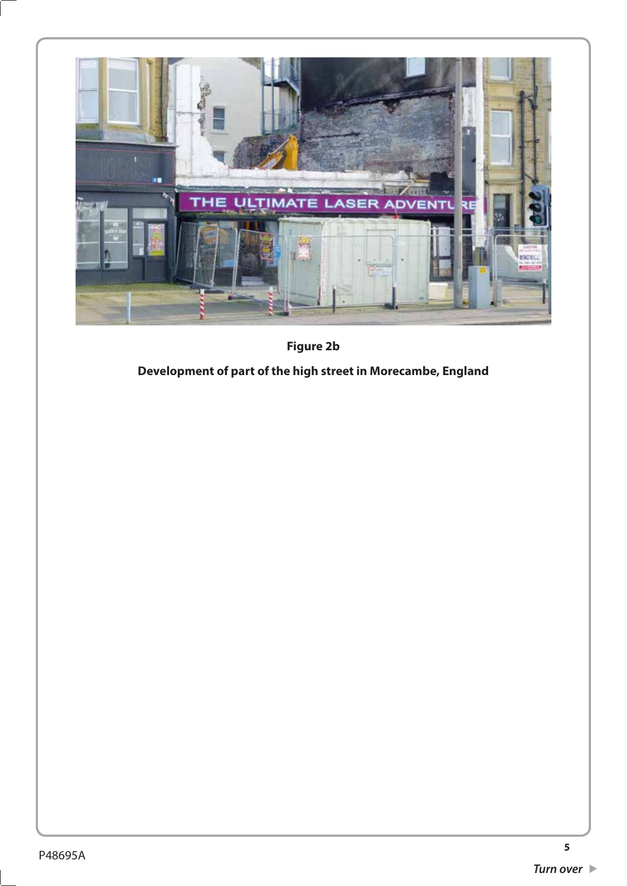**Figure 2b**

**Development of part of the high street in Morecambe, England**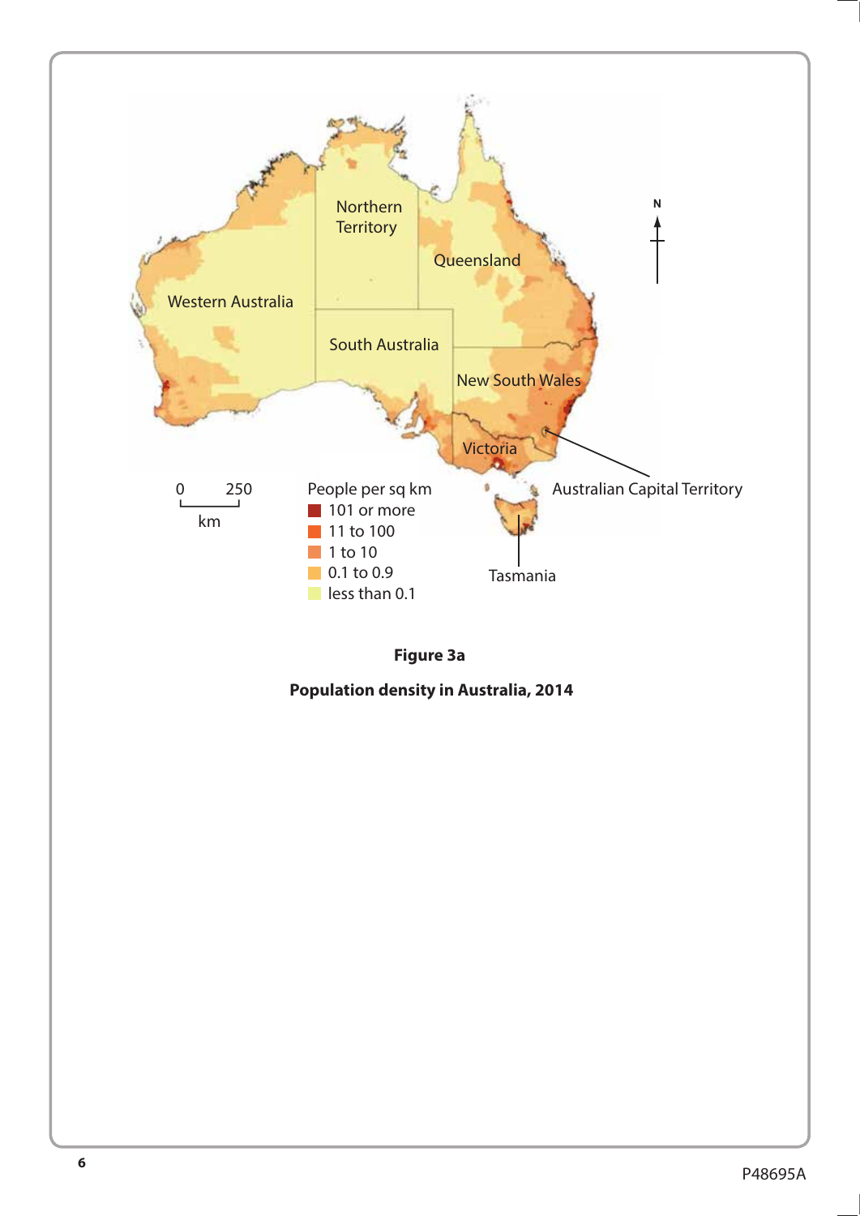**Figure 3a**

**Population density in Australia, 2014**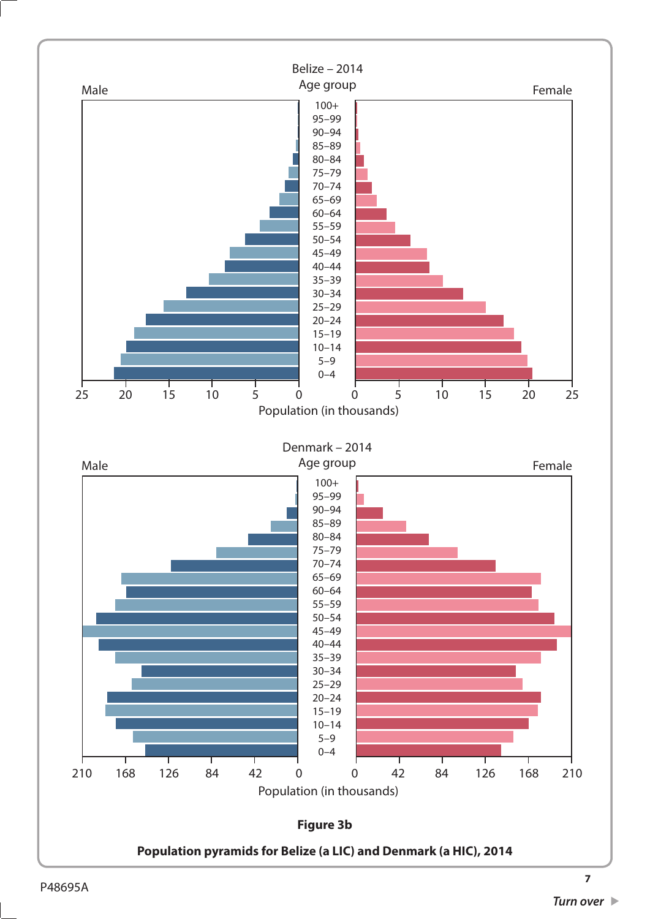Belize – 2014

Age group

Male | Female

100+, 95–99, 90–94, 85–89, 80–84, 75–79, 70–74, 65–69, 60–64, 55–59, 50–54, 45–49, 40–44, 35–39, 30–34, 25–29, 20–24, 15–19, 10–14, 5–9, 0–4

25 20 15 10 5 0 | 0 5 10 15 20 25

Population (in thousands)

Denmark – 2014

Age group

Male | Female

100+, 95–99, 90–94, 85–89, 80–84, 75–79, 70–74, 65–69, 60–64, 55–59, 50–54, 45–49, 40–44, 35–39, 30–34, 25–29, 20–24, 15–19, 10–14, 5–9, 0–4

210 168 126 84 42 0 | 0 42 84 126 168 210

Population (in thousands)

**Figure 3b**

**Population pyramids for Belize (a LIC) and Denmark (a HIC), 2014**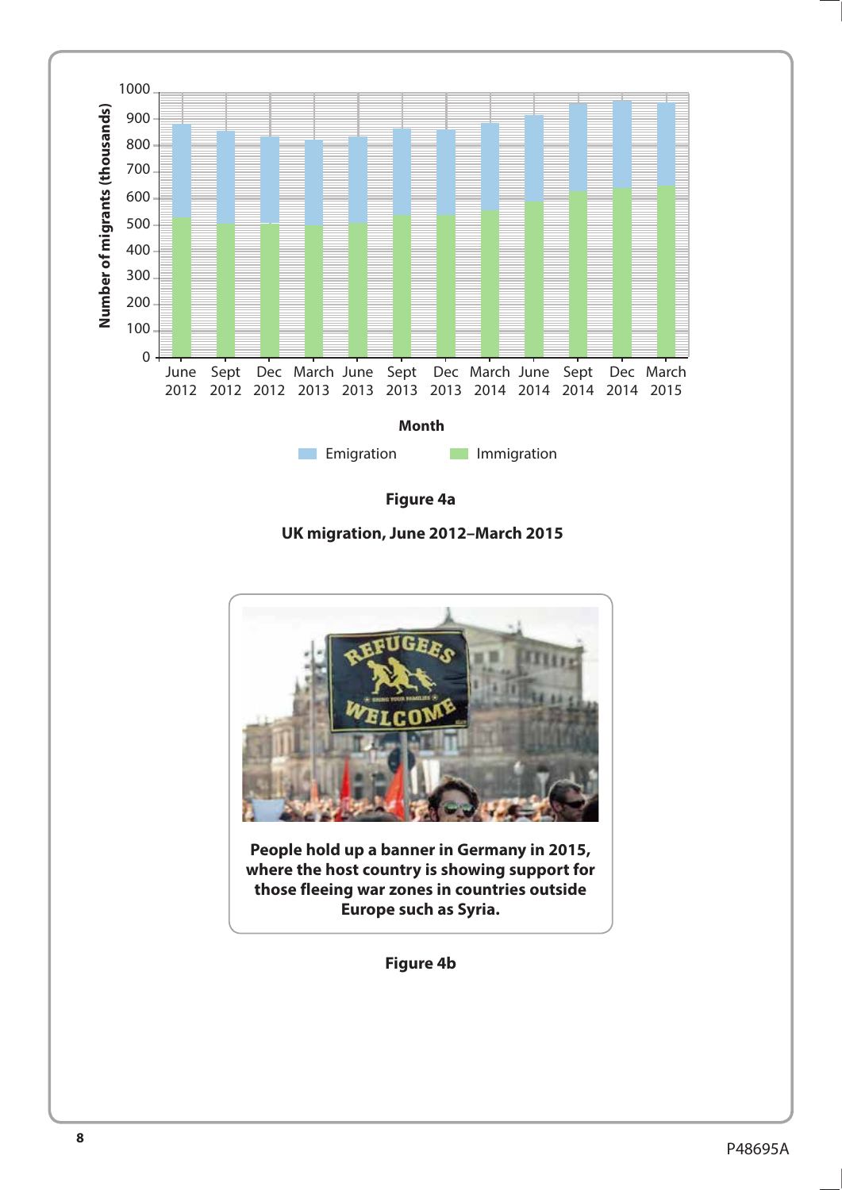**Figure 4a**

**UK migration, June 2012–March 2015**

**People hold up a banner in Germany in 2015, where the host country is showing support for those fleeing war zones in countries outside Europe such as Syria.**

**Figure 4b**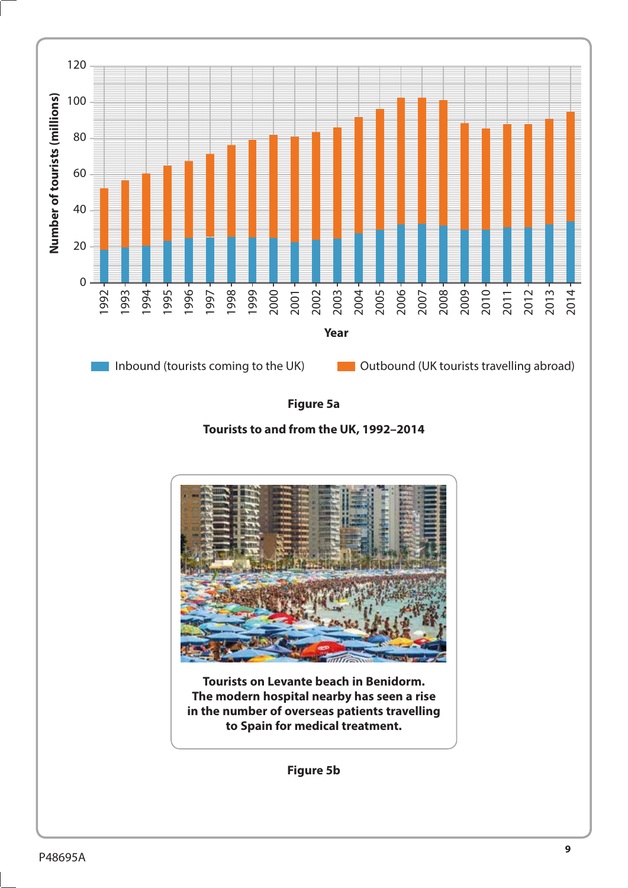**Figure 5a**

**Tourists to and from the UK, 1992–2014**

Inbound (tourists coming to the UK) | Outbound (UK tourists travelling abroad)

**Tourists on Levante beach in Benidorm. The modern hospital nearby has seen a rise in the number of overseas patients travelling to Spain for medical treatment.**

**Figure 5b**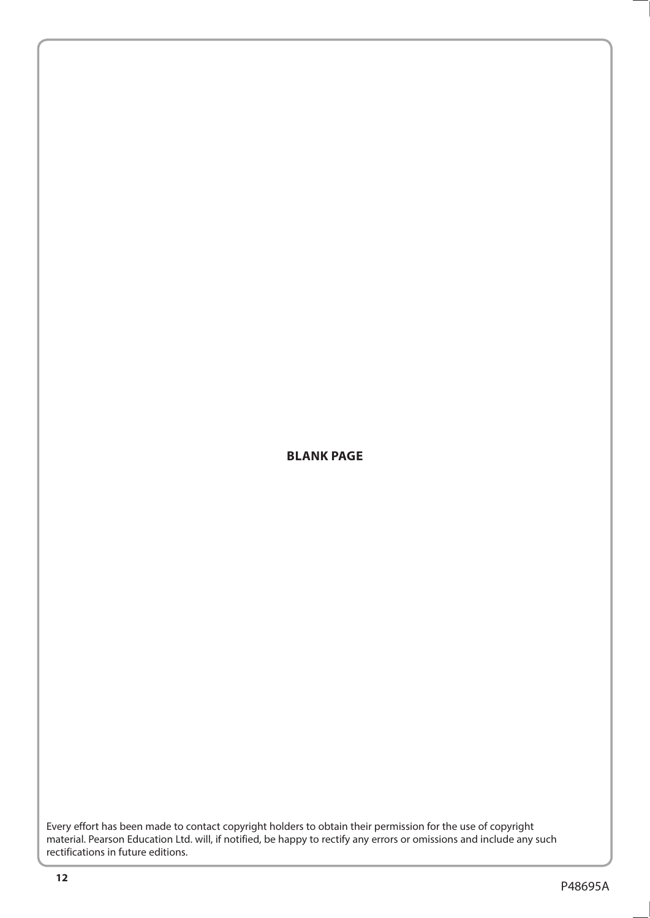**BLANK PAGE**

Every effort has been made to contact copyright holders to obtain their permission for the use of copyright material. Pearson Education Ltd. will, if notified, be happy to rectify any errors or omissions and include any such rectifications in future editions.